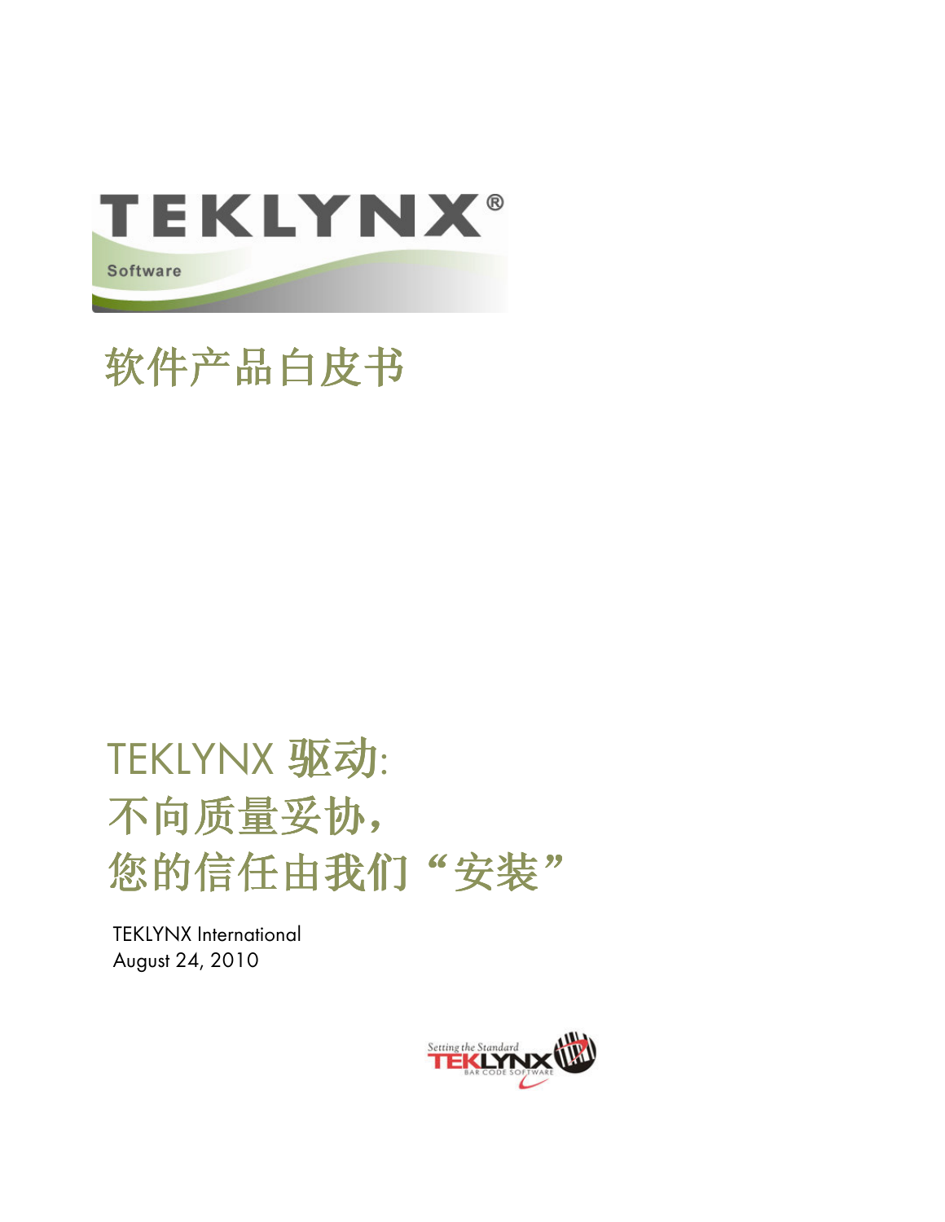# 软件产品白皮书

# TEKLYNX 驱动:
# 不向质量妥协,
# 您的信任由我们“安装”

TEKLYNX International
August 24, 2010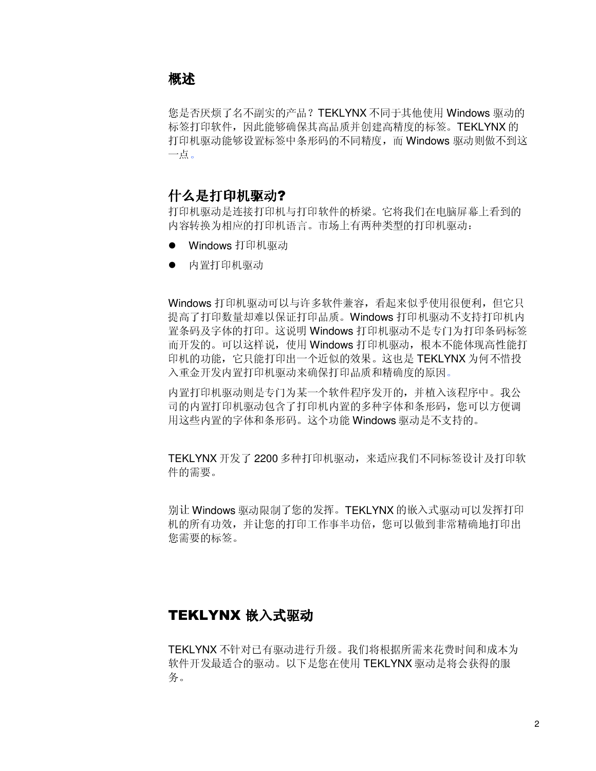## 概述

您是否厌烦了名不副实的产品？TEKLYNX 不同于其他使用 Windows 驱动的标签打印软件，因此能够确保其高品质并创建高精度的标签。TEKLYNX 的打印机驱动能够设置标签中条形码的不同精度，而 Windows 驱动则做不到这一点。

## 什么是打印机驱动?

打印机驱动是连接打印机与打印软件的桥梁。它将我们在电脑屏幕上看到的内容转换为相应的打印机语言。市场上有两种类型的打印机驱动：

- Windows 打印机驱动
- 内置打印机驱动

Windows 打印机驱动可以与许多软件兼容，看起来似乎使用很便利，但它只提高了打印数量却难以保证打印品质。Windows 打印机驱动不支持打印机内置条码及字体的打印。这说明 Windows 打印机驱动不是专门为打印条码标签而开发的。可以这样说，使用 Windows 打印机驱动，根本不能体现高性能打印机的功能，它只能打印出一个近似的效果。这也是 TEKLYNX 为何不惜投入重金开发内置打印机驱动来确保打印品质和精确度的原因。

内置打印机驱动则是专门为某一个软件程序发开的，并植入该程序中。我公司的内置打印机驱动包含了打印机内置的多种字体和条形码，您可以方便调用这些内置的字体和条形码。这个功能 Windows 驱动是不支持的。

TEKLYNX 开发了 2200 多种打印机驱动，来适应我们不同标签设计及打印软件的需要。

别让 Windows 驱动限制了您的发挥。TEKLYNX 的嵌入式驱动可以发挥打印机的所有功效，并让您的打印工作事半功倍，您可以做到非常精确地打印出您需要的标签。

## TEKLYNX 嵌入式驱动

TEKLYNX 不针对已有驱动进行升级。我们将根据所需来花费时间和成本为软件开发最适合的驱动。以下是您在使用 TEKLYNX 驱动是将会获得的服务。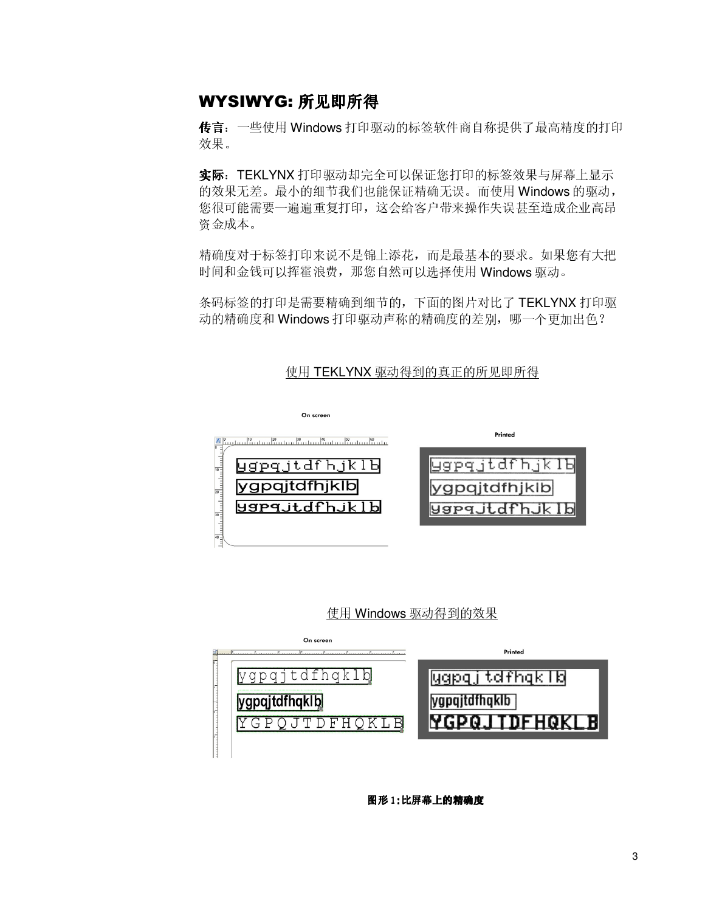## WYSIWYG: 所见即所得

**传言**：一些使用 Windows 打印驱动的标签软件商自称提供了最高精度的打印效果。

**实际**：TEKLYNX 打印驱动却完全可以保证您打印的标签效果与屏幕上显示的效果无差。最小的细节我们也能保证精确无误。而使用 Windows 的驱动，您很可能需要一遍遍重复打印，这会给客户带来操作失误甚至造成企业高昂资金成本。

精确度对于标签打印来说不是锦上添花，而是最基本的要求。如果您有大把时间和金钱可以挥霍浪费，那您自然可以选择使用 Windows 驱动。

条码标签的打印是需要精确到细节的，下面的图片对比了 TEKLYNX 打印驱动的精确度和 Windows 打印驱动声称的精确度的差别，哪一个更加出色？

使用 TEKLYNX 驱动得到的真正的所见即所得

On screen

ygpqjtdfhjklb
ygpqjtdfhjklb
ygpqjtdfhjklb

Printed

ygpqjtdfhjklb
ygpqjtdfhjklb
ygpqjtdfhjklb

使用 Windows 驱动得到的效果

On screen

ygpqjtdfhqklb
ygpqjtdfhqklb
YGPQJTDFHQKLB

Printed

ygpqjtdfhqklb
ygpqjtdfhqklb
YGPQJTDFHQKLB

**图形 1:比屏幕上的精确度**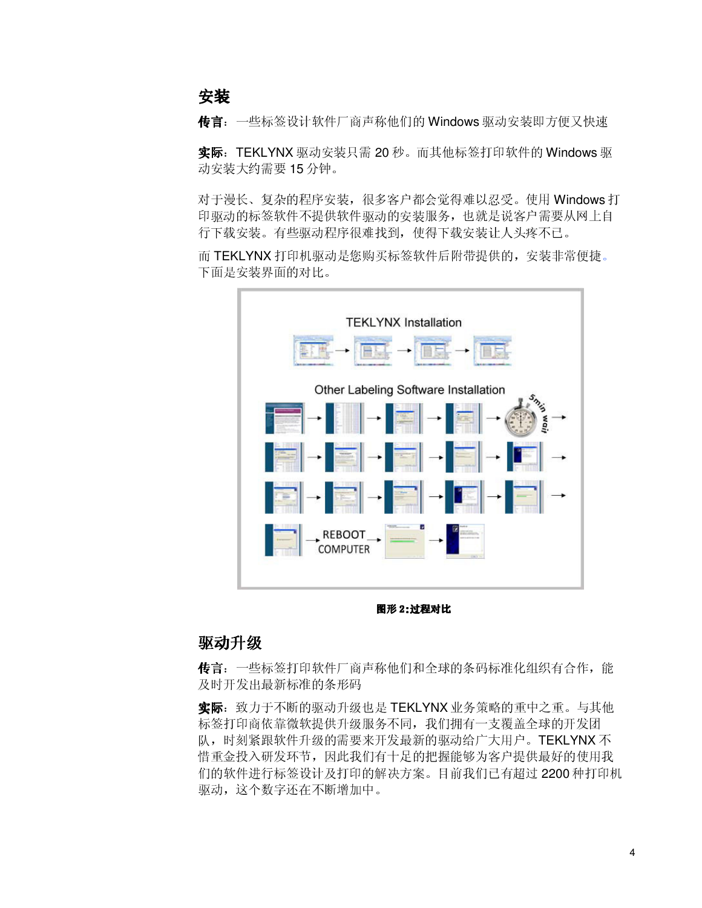## 安装

**传言**：一些标签设计软件厂商声称他们的 Windows 驱动安装即方便又快速

**实际**：TEKLYNX 驱动安装只需 20 秒。而其他标签打印软件的 Windows 驱动安装大约需要 15 分钟。

对于漫长、复杂的程序安装，很多客户都会觉得难以忍受。使用 Windows 打印驱动的标签软件不提供软件驱动的安装服务，也就是说客户需要从网上自行下载安装。有些驱动程序很难找到，使得下载安装让人头疼不已。

而 TEKLYNX 打印机驱动是您购买标签软件后附带提供的，安装非常便捷。下面是安装界面的对比。

TEKLYNX Installation

Other Labeling Software Installation

5min wait

REBOOT COMPUTER

**图形 2:过程对比**

## 驱动升级

**传言**：一些标签打印软件厂商声称他们和全球的条码标准化组织有合作，能及时开发出最新标准的条形码

**实际**：致力于不断的驱动升级也是 TEKLYNX 业务策略的重中之重。与其他标签打印商依靠微软提供升级服务不同，我们拥有一支覆盖全球的开发团队，时刻紧跟软件升级的需要来开发最新的驱动给广大用户。TEKLYNX 不惜重金投入研发环节，因此我们有十足的把握能够为客户提供最好的使用我们的软件进行标签设计及打印的解决方案。目前我们已有超过 2200 种打印机驱动，这个数字还在不断增加中。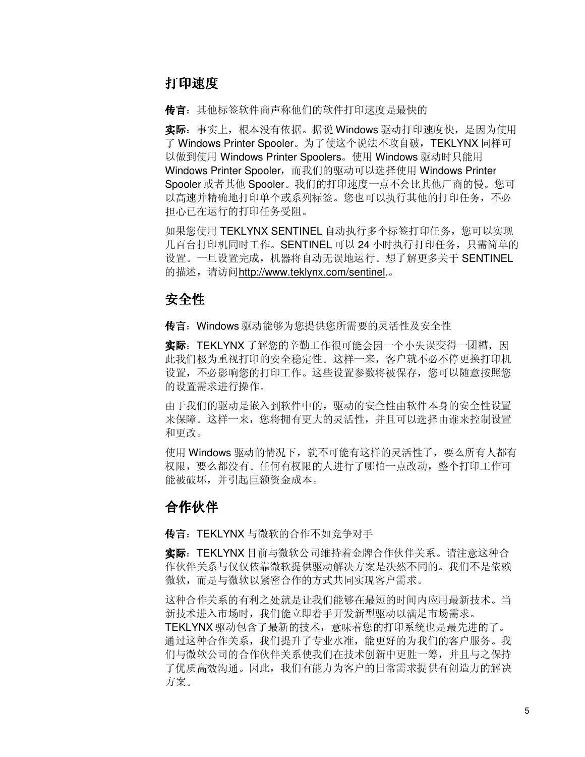## 打印速度

**传言**：其他标签软件商声称他们的软件打印速度是最快的

**实际**：事实上，根本没有依据。据说 Windows 驱动打印速度快，是因为使用了 Windows Printer Spooler。为了使这个说法不攻自破，TEKLYNX 同样可以做到使用 Windows Printer Spoolers。使用 Windows 驱动时只能用 Windows Printer Spooler，而我们的驱动可以选择使用 Windows Printer Spooler 或者其他 Spooler。我们的打印速度一点不会比其他厂商的慢。您可以高速并精确地打印单个或系列标签。您也可以执行其他的打印任务，不必担心已在运行的打印任务受阻。

如果您使用 TEKLYNX SENTINEL 自动执行多个标签打印任务，您可以实现几百台打印机同时工作。SENTINEL 可以 24 小时执行打印任务，只需简单的设置。一旦设置完成，机器将自动无误地运行。想了解更多关于 SENTINEL 的描述，请访问http://www.teklynx.com/sentinel.。

## 安全性

**传言**：Windows 驱动能够为您提供您所需要的灵活性及安全性

**实际**：TEKLYNX 了解您的辛勤工作很可能会因一个小失误变得一团糟，因此我们极为重视打印的安全稳定性。这样一来，客户就不必不停更换打印机设置，不必影响您的打印工作。这些设置参数将被保存，您可以随意按照您的设置需求进行操作。

由于我们的驱动是嵌入到软件中的，驱动的安全性由软件本身的安全性设置来保障。这样一来，您将拥有更大的灵活性，并且可以选择由谁来控制设置和更改。

使用 Windows 驱动的情况下，就不可能有这样的灵活性了，要么所有人都有权限，要么都没有。任何有权限的人进行了哪怕一点改动，整个打印工作可能被破坏，并引起巨额资金成本。

## 合作伙伴

**传言**：TEKLYNX 与微软的合作不如竞争对手

**实际**：TEKLYNX 目前与微软公司维持着金牌合作伙伴关系。请注意这种合作伙伴关系与仅仅依靠微软提供驱动解决方案是决然不同的。我们不是依赖微软，而是与微软以紧密合作的方式共同实现客户需求。

这种合作关系的有利之处就是让我们能够在最短的时间内应用最新技术。当新技术进入市场时，我们能立即着手开发新型驱动以满足市场需求。TEKLYNX 驱动包含了最新的技术，意味着您的打印系统也是最先进的了。通过这种合作关系，我们提升了专业水准，能更好的为我们的客户服务。我们与微软公司的合作伙伴关系使我们在技术创新中更胜一筹，并且与之保持了优质高效沟通。因此，我们有能力为客户的日常需求提供有创造力的解决方案。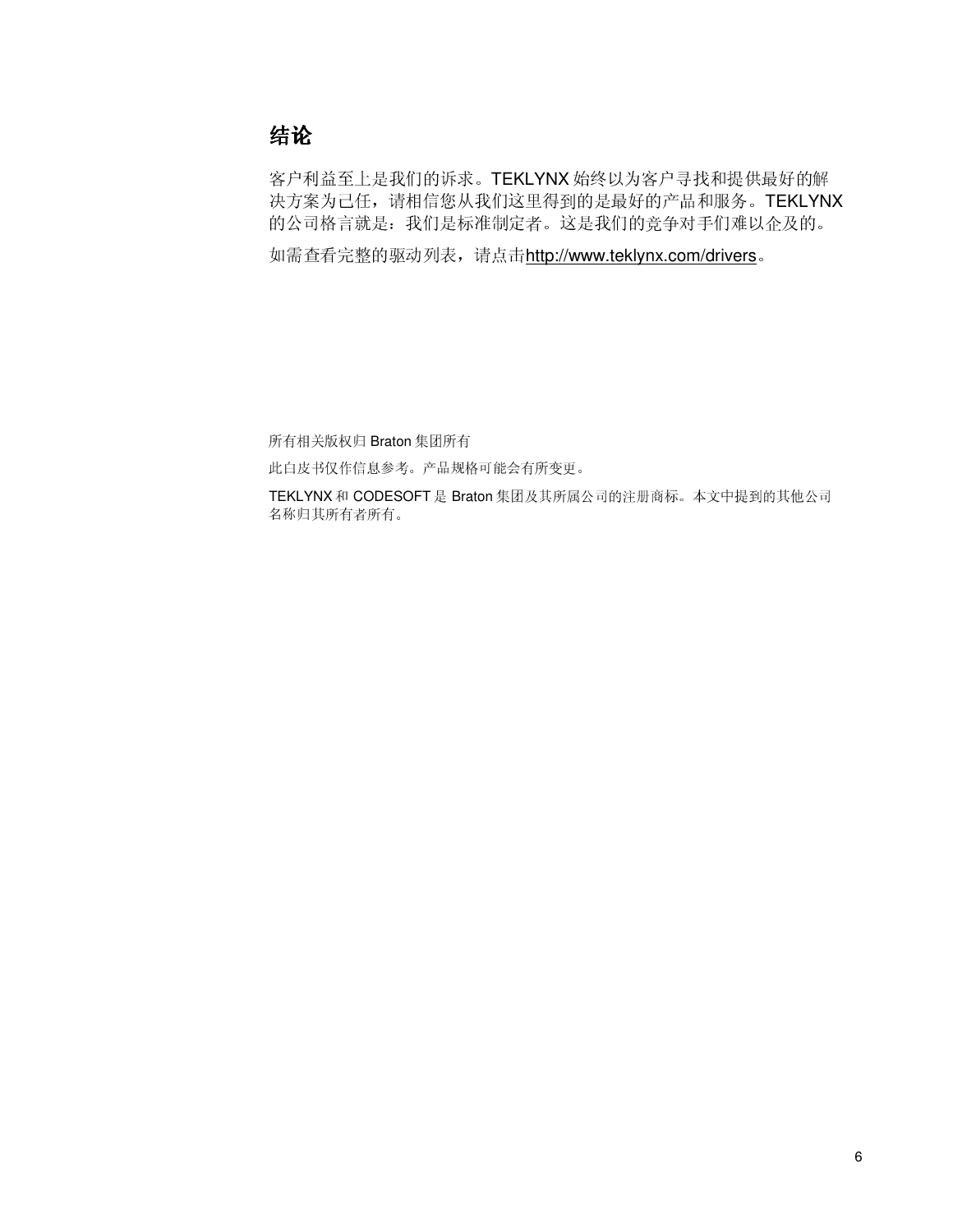## 结论

客户利益至上是我们的诉求。TEKLYNX 始终以为客户寻找和提供最好的解决方案为己任，请相信您从我们这里得到的是最好的产品和服务。TEKLYNX 的公司格言就是：我们是标准制定者。这是我们的竞争对手们难以企及的。

如需查看完整的驱动列表，请点击http://www.teklynx.com/drivers。

所有相关版权归 Braton 集团所有

此白皮书仅作信息参考。产品规格可能会有所变更。

TEKLYNX 和 CODESOFT 是 Braton 集团及其所属公司的注册商标。本文中提到的其他公司名称归其所有者所有。